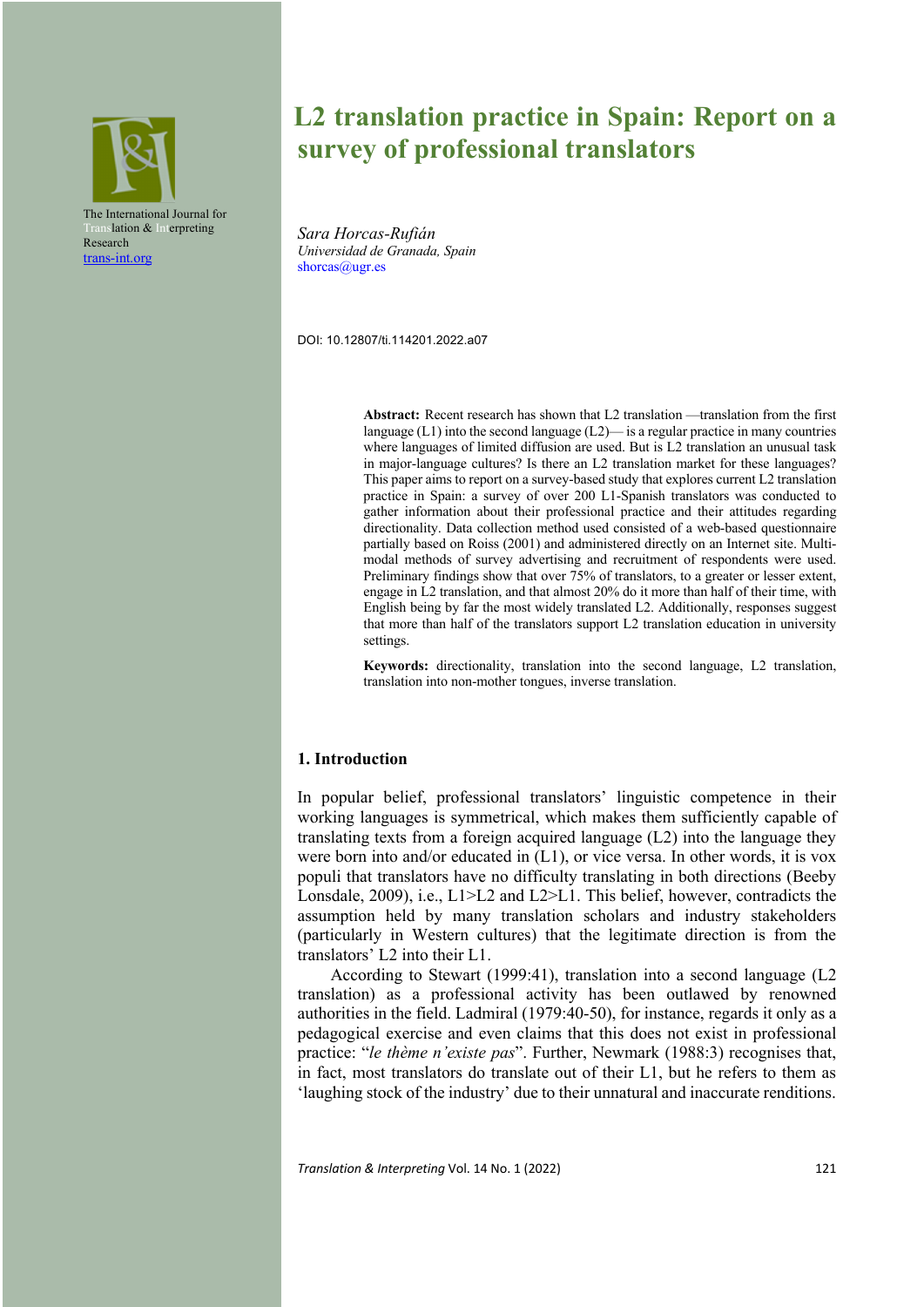The International Journal for Translation & Interpreting Research
trans-int.org

# L2 translation practice in Spain: Report on a survey of professional translators

*Sara Horcas-Rufián*
*Universidad de Granada, Spain*
shorcas@ugr.es

DOI: 10.12807/ti.114201.2022.a07

**Abstract:** Recent research has shown that L2 translation —translation from the first language (L1) into the second language (L2)— is a regular practice in many countries where languages of limited diffusion are used. But is L2 translation an unusual task in major-language cultures? Is there an L2 translation market for these languages? This paper aims to report on a survey-based study that explores current L2 translation practice in Spain: a survey of over 200 L1-Spanish translators was conducted to gather information about their professional practice and their attitudes regarding directionality. Data collection method used consisted of a web-based questionnaire partially based on Roiss (2001) and administered directly on an Internet site. Multi-modal methods of survey advertising and recruitment of respondents were used. Preliminary findings show that over 75% of translators, to a greater or lesser extent, engage in L2 translation, and that almost 20% do it more than half of their time, with English being by far the most widely translated L2. Additionally, responses suggest that more than half of the translators support L2 translation education in university settings.

**Keywords:** directionality, translation into the second language, L2 translation, translation into non-mother tongues, inverse translation.

## 1. Introduction

In popular belief, professional translators' linguistic competence in their working languages is symmetrical, which makes them sufficiently capable of translating texts from a foreign acquired language (L2) into the language they were born into and/or educated in (L1), or vice versa. In other words, it is vox populi that translators have no difficulty translating in both directions (Beeby Lonsdale, 2009), i.e., L1>L2 and L2>L1. This belief, however, contradicts the assumption held by many translation scholars and industry stakeholders (particularly in Western cultures) that the legitimate direction is from the translators' L2 into their L1.

According to Stewart (1999:41), translation into a second language (L2 translation) as a professional activity has been outlawed by renowned authorities in the field. Ladmiral (1979:40-50), for instance, regards it only as a pedagogical exercise and even claims that this does not exist in professional practice: "*le thème n'existe pas*". Further, Newmark (1988:3) recognises that, in fact, most translators do translate out of their L1, but he refers to them as 'laughing stock of the industry' due to their unnatural and inaccurate renditions.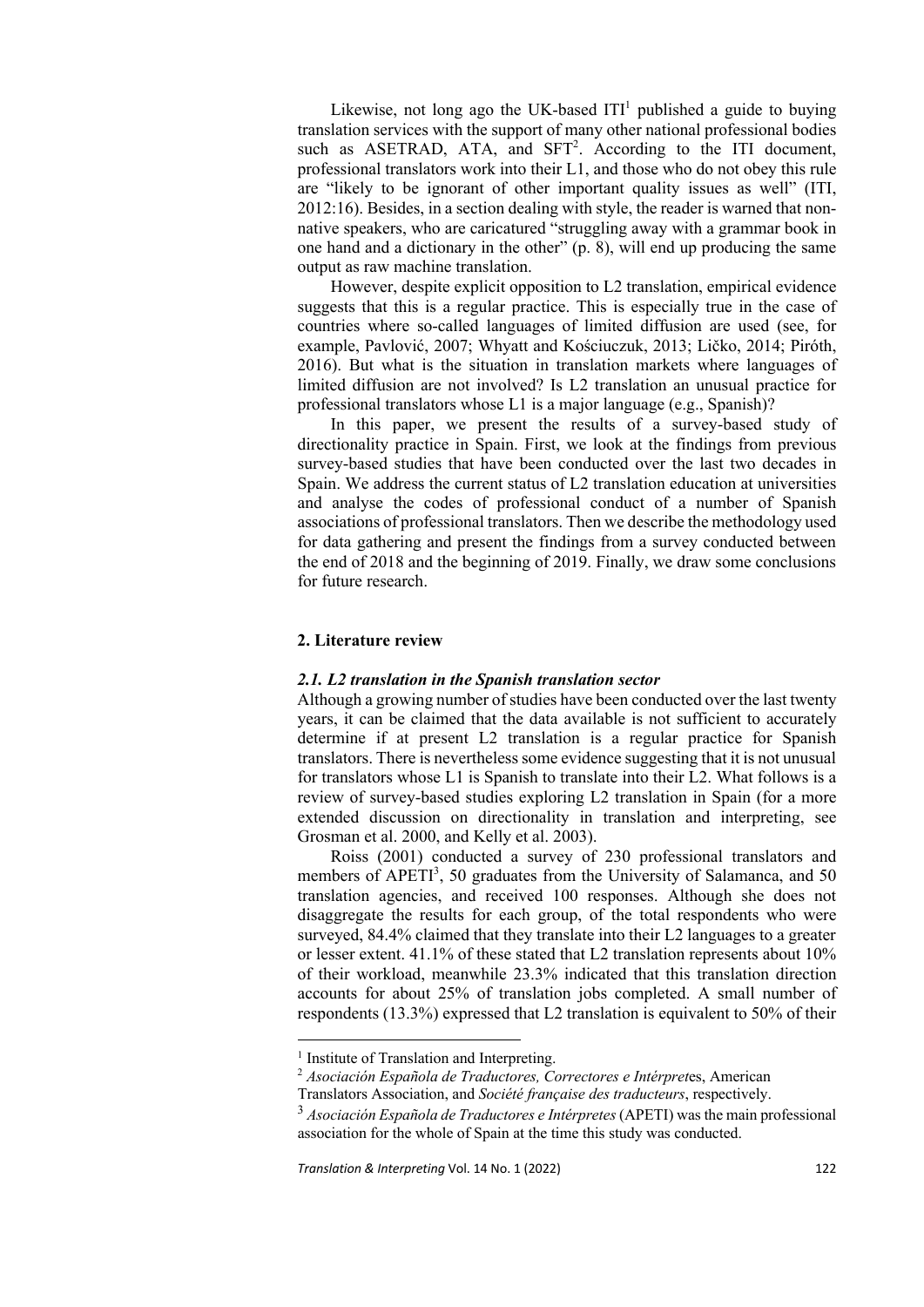Likewise, not long ago the UK-based ITI[1] published a guide to buying translation services with the support of many other national professional bodies such as ASETRAD, ATA, and SFT[2]. According to the ITI document, professional translators work into their L1, and those who do not obey this rule are "likely to be ignorant of other important quality issues as well" (ITI, 2012:16). Besides, in a section dealing with style, the reader is warned that non-native speakers, who are caricatured "struggling away with a grammar book in one hand and a dictionary in the other" (p. 8), will end up producing the same output as raw machine translation.

However, despite explicit opposition to L2 translation, empirical evidence suggests that this is a regular practice. This is especially true in the case of countries where so-called languages of limited diffusion are used (see, for example, Pavlović, 2007; Whyatt and Kościuczuk, 2013; Ličko, 2014; Piróth, 2016). But what is the situation in translation markets where languages of limited diffusion are not involved? Is L2 translation an unusual practice for professional translators whose L1 is a major language (e.g., Spanish)?

In this paper, we present the results of a survey-based study of directionality practice in Spain. First, we look at the findings from previous survey-based studies that have been conducted over the last two decades in Spain. We address the current status of L2 translation education at universities and analyse the codes of professional conduct of a number of Spanish associations of professional translators. Then we describe the methodology used for data gathering and present the findings from a survey conducted between the end of 2018 and the beginning of 2019. Finally, we draw some conclusions for future research.

## 2. Literature review

### *2.1. L2 translation in the Spanish translation sector*

Although a growing number of studies have been conducted over the last twenty years, it can be claimed that the data available is not sufficient to accurately determine if at present L2 translation is a regular practice for Spanish translators. There is nevertheless some evidence suggesting that it is not unusual for translators whose L1 is Spanish to translate into their L2. What follows is a review of survey-based studies exploring L2 translation in Spain (for a more extended discussion on directionality in translation and interpreting, see Grosman et al. 2000, and Kelly et al. 2003).

Roiss (2001) conducted a survey of 230 professional translators and members of APETI[3], 50 graduates from the University of Salamanca, and 50 translation agencies, and received 100 responses. Although she does not disaggregate the results for each group, of the total respondents who were surveyed, 84.4% claimed that they translate into their L2 languages to a greater or lesser extent. 41.1% of these stated that L2 translation represents about 10% of their workload, meanwhile 23.3% indicated that this translation direction accounts for about 25% of translation jobs completed. A small number of respondents (13.3%) expressed that L2 translation is equivalent to 50% of their

---

[1] Institute of Translation and Interpreting.

[2] *Asociación Española de Traductores, Correctores e Intérpret*es, American Translators Association, and *Société française des traducteurs*, respectively.

[3] *Asociación Española de Traductores e Intérpretes* (APETI) was the main professional association for the whole of Spain at the time this study was conducted.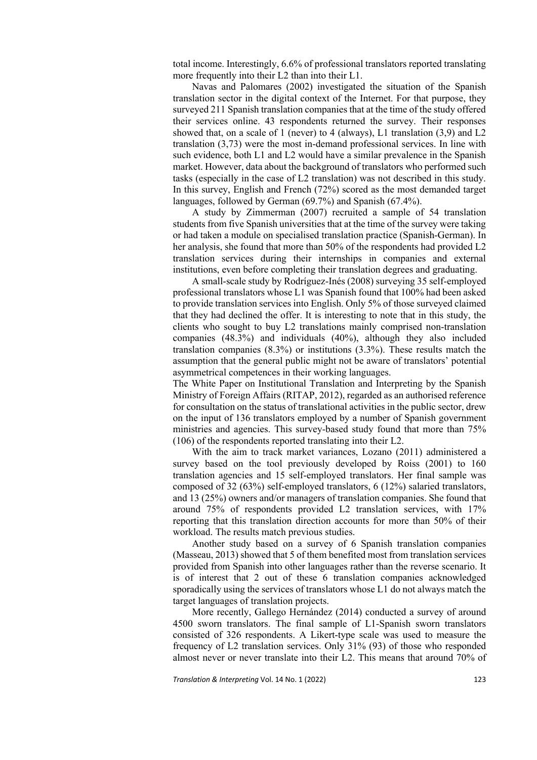total income. Interestingly, 6.6% of professional translators reported translating more frequently into their L2 than into their L1.

Navas and Palomares (2002) investigated the situation of the Spanish translation sector in the digital context of the Internet. For that purpose, they surveyed 211 Spanish translation companies that at the time of the study offered their services online. 43 respondents returned the survey. Their responses showed that, on a scale of 1 (never) to 4 (always), L1 translation (3,9) and L2 translation (3,73) were the most in-demand professional services. In line with such evidence, both L1 and L2 would have a similar prevalence in the Spanish market. However, data about the background of translators who performed such tasks (especially in the case of L2 translation) was not described in this study. In this survey, English and French (72%) scored as the most demanded target languages, followed by German (69.7%) and Spanish (67.4%).

A study by Zimmerman (2007) recruited a sample of 54 translation students from five Spanish universities that at the time of the survey were taking or had taken a module on specialised translation practice (Spanish-German). In her analysis, she found that more than 50% of the respondents had provided L2 translation services during their internships in companies and external institutions, even before completing their translation degrees and graduating.

A small-scale study by Rodríguez-Inés (2008) surveying 35 self-employed professional translators whose L1 was Spanish found that 100% had been asked to provide translation services into English. Only 5% of those surveyed claimed that they had declined the offer. It is interesting to note that in this study, the clients who sought to buy L2 translations mainly comprised non-translation companies (48.3%) and individuals (40%), although they also included translation companies (8.3%) or institutions (3.3%). These results match the assumption that the general public might not be aware of translators' potential asymmetrical competences in their working languages.

The White Paper on Institutional Translation and Interpreting by the Spanish Ministry of Foreign Affairs (RITAP, 2012), regarded as an authorised reference for consultation on the status of translational activities in the public sector, drew on the input of 136 translators employed by a number of Spanish government ministries and agencies. This survey-based study found that more than 75% (106) of the respondents reported translating into their L2.

With the aim to track market variances, Lozano (2011) administered a survey based on the tool previously developed by Roiss (2001) to 160 translation agencies and 15 self-employed translators. Her final sample was composed of 32 (63%) self-employed translators, 6 (12%) salaried translators, and 13 (25%) owners and/or managers of translation companies. She found that around 75% of respondents provided L2 translation services, with 17% reporting that this translation direction accounts for more than 50% of their workload. The results match previous studies.

Another study based on a survey of 6 Spanish translation companies (Masseau, 2013) showed that 5 of them benefited most from translation services provided from Spanish into other languages rather than the reverse scenario. It is of interest that 2 out of these 6 translation companies acknowledged sporadically using the services of translators whose L1 do not always match the target languages of translation projects.

More recently, Gallego Hernández (2014) conducted a survey of around 4500 sworn translators. The final sample of L1-Spanish sworn translators consisted of 326 respondents. A Likert-type scale was used to measure the frequency of L2 translation services. Only 31% (93) of those who responded almost never or never translate into their L2. This means that around 70% of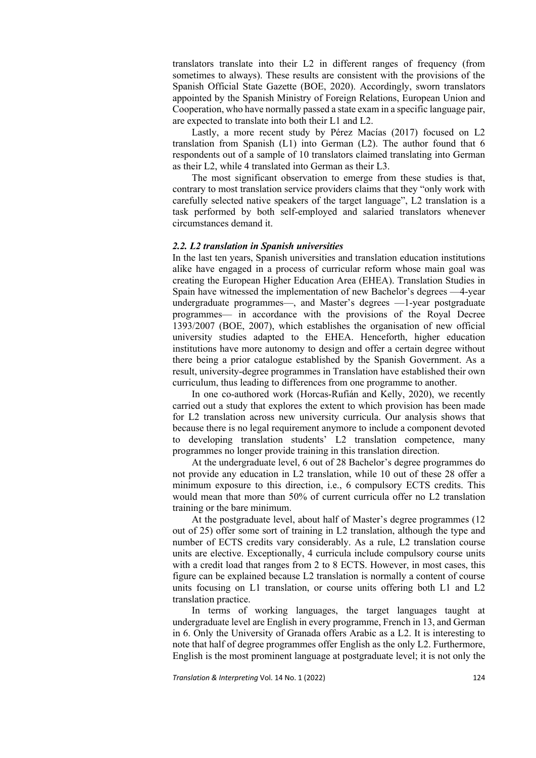translators translate into their L2 in different ranges of frequency (from sometimes to always). These results are consistent with the provisions of the Spanish Official State Gazette (BOE, 2020). Accordingly, sworn translators appointed by the Spanish Ministry of Foreign Relations, European Union and Cooperation, who have normally passed a state exam in a specific language pair, are expected to translate into both their L1 and L2.

Lastly, a more recent study by Pérez Macías (2017) focused on L2 translation from Spanish (L1) into German (L2). The author found that 6 respondents out of a sample of 10 translators claimed translating into German as their L2, while 4 translated into German as their L3.

The most significant observation to emerge from these studies is that, contrary to most translation service providers claims that they "only work with carefully selected native speakers of the target language", L2 translation is a task performed by both self-employed and salaried translators whenever circumstances demand it.

### *2.2. L2 translation in Spanish universities*

In the last ten years, Spanish universities and translation education institutions alike have engaged in a process of curricular reform whose main goal was creating the European Higher Education Area (EHEA). Translation Studies in Spain have witnessed the implementation of new Bachelor's degrees —4-year undergraduate programmes—, and Master's degrees —1-year postgraduate programmes— in accordance with the provisions of the Royal Decree 1393/2007 (BOE, 2007), which establishes the organisation of new official university studies adapted to the EHEA. Henceforth, higher education institutions have more autonomy to design and offer a certain degree without there being a prior catalogue established by the Spanish Government. As a result, university-degree programmes in Translation have established their own curriculum, thus leading to differences from one programme to another.

In one co-authored work (Horcas-Rufián and Kelly, 2020), we recently carried out a study that explores the extent to which provision has been made for L2 translation across new university curricula. Our analysis shows that because there is no legal requirement anymore to include a component devoted to developing translation students' L2 translation competence, many programmes no longer provide training in this translation direction.

At the undergraduate level, 6 out of 28 Bachelor's degree programmes do not provide any education in L2 translation, while 10 out of these 28 offer a minimum exposure to this direction, i.e., 6 compulsory ECTS credits. This would mean that more than 50% of current curricula offer no L2 translation training or the bare minimum.

At the postgraduate level, about half of Master's degree programmes (12 out of 25) offer some sort of training in L2 translation, although the type and number of ECTS credits vary considerably. As a rule, L2 translation course units are elective. Exceptionally, 4 curricula include compulsory course units with a credit load that ranges from 2 to 8 ECTS. However, in most cases, this figure can be explained because L2 translation is normally a content of course units focusing on L1 translation, or course units offering both L1 and L2 translation practice.

In terms of working languages, the target languages taught at undergraduate level are English in every programme, French in 13, and German in 6. Only the University of Granada offers Arabic as a L2. It is interesting to note that half of degree programmes offer English as the only L2. Furthermore, English is the most prominent language at postgraduate level; it is not only the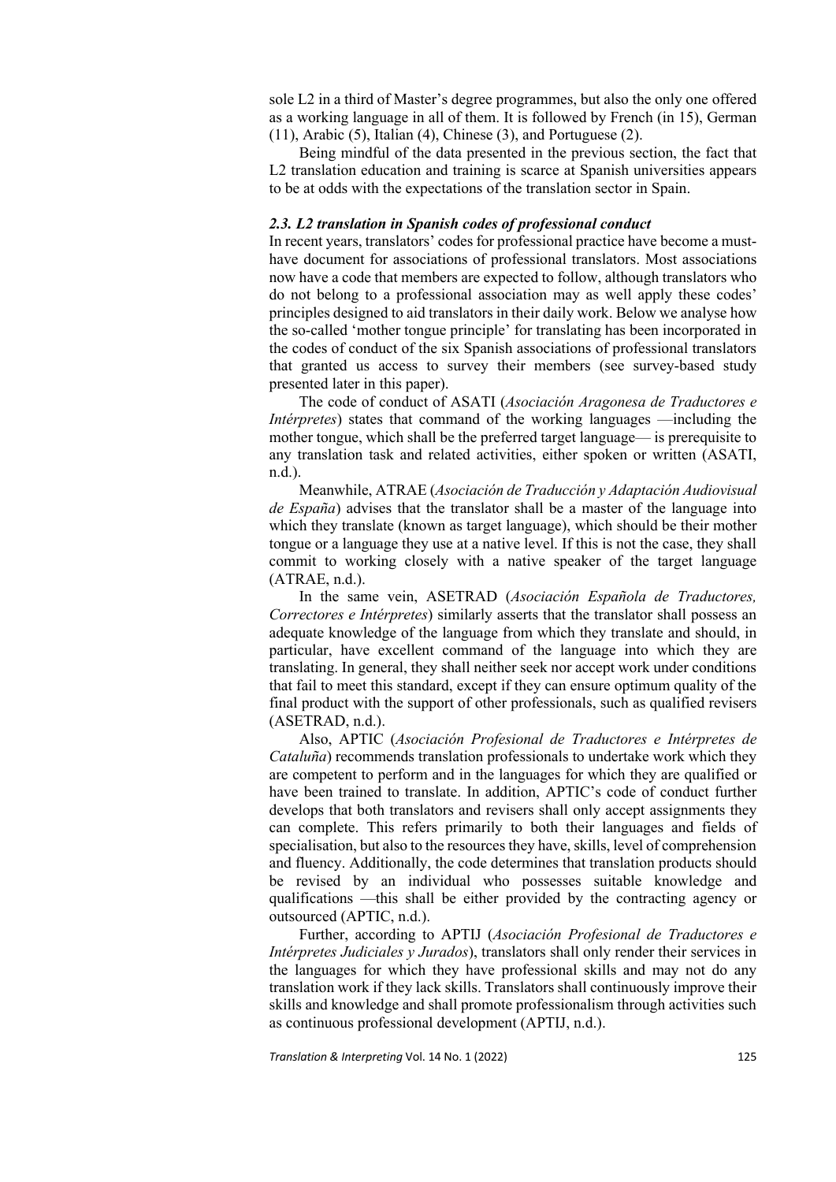sole L2 in a third of Master's degree programmes, but also the only one offered as a working language in all of them. It is followed by French (in 15), German (11), Arabic (5), Italian (4), Chinese (3), and Portuguese (2).

Being mindful of the data presented in the previous section, the fact that L2 translation education and training is scarce at Spanish universities appears to be at odds with the expectations of the translation sector in Spain.

### *2.3. L2 translation in Spanish codes of professional conduct*

In recent years, translators' codes for professional practice have become a must-have document for associations of professional translators. Most associations now have a code that members are expected to follow, although translators who do not belong to a professional association may as well apply these codes' principles designed to aid translators in their daily work. Below we analyse how the so-called 'mother tongue principle' for translating has been incorporated in the codes of conduct of the six Spanish associations of professional translators that granted us access to survey their members (see survey-based study presented later in this paper).

The code of conduct of ASATI (*Asociación Aragonesa de Traductores e Intérpretes*) states that command of the working languages —including the mother tongue, which shall be the preferred target language— is prerequisite to any translation task and related activities, either spoken or written (ASATI, n.d.).

Meanwhile, ATRAE (*Asociación de Traducción y Adaptación Audiovisual de España*) advises that the translator shall be a master of the language into which they translate (known as target language), which should be their mother tongue or a language they use at a native level. If this is not the case, they shall commit to working closely with a native speaker of the target language (ATRAE, n.d.).

In the same vein, ASETRAD (*Asociación Española de Traductores, Correctores e Intérpretes*) similarly asserts that the translator shall possess an adequate knowledge of the language from which they translate and should, in particular, have excellent command of the language into which they are translating. In general, they shall neither seek nor accept work under conditions that fail to meet this standard, except if they can ensure optimum quality of the final product with the support of other professionals, such as qualified revisers (ASETRAD, n.d.).

Also, APTIC (*Asociación Profesional de Traductores e Intérpretes de Cataluña*) recommends translation professionals to undertake work which they are competent to perform and in the languages for which they are qualified or have been trained to translate. In addition, APTIC's code of conduct further develops that both translators and revisers shall only accept assignments they can complete. This refers primarily to both their languages and fields of specialisation, but also to the resources they have, skills, level of comprehension and fluency. Additionally, the code determines that translation products should be revised by an individual who possesses suitable knowledge and qualifications —this shall be either provided by the contracting agency or outsourced (APTIC, n.d.).

Further, according to APTIJ (*Asociación Profesional de Traductores e Intérpretes Judiciales y Jurados*), translators shall only render their services in the languages for which they have professional skills and may not do any translation work if they lack skills. Translators shall continuously improve their skills and knowledge and shall promote professionalism through activities such as continuous professional development (APTIJ, n.d.).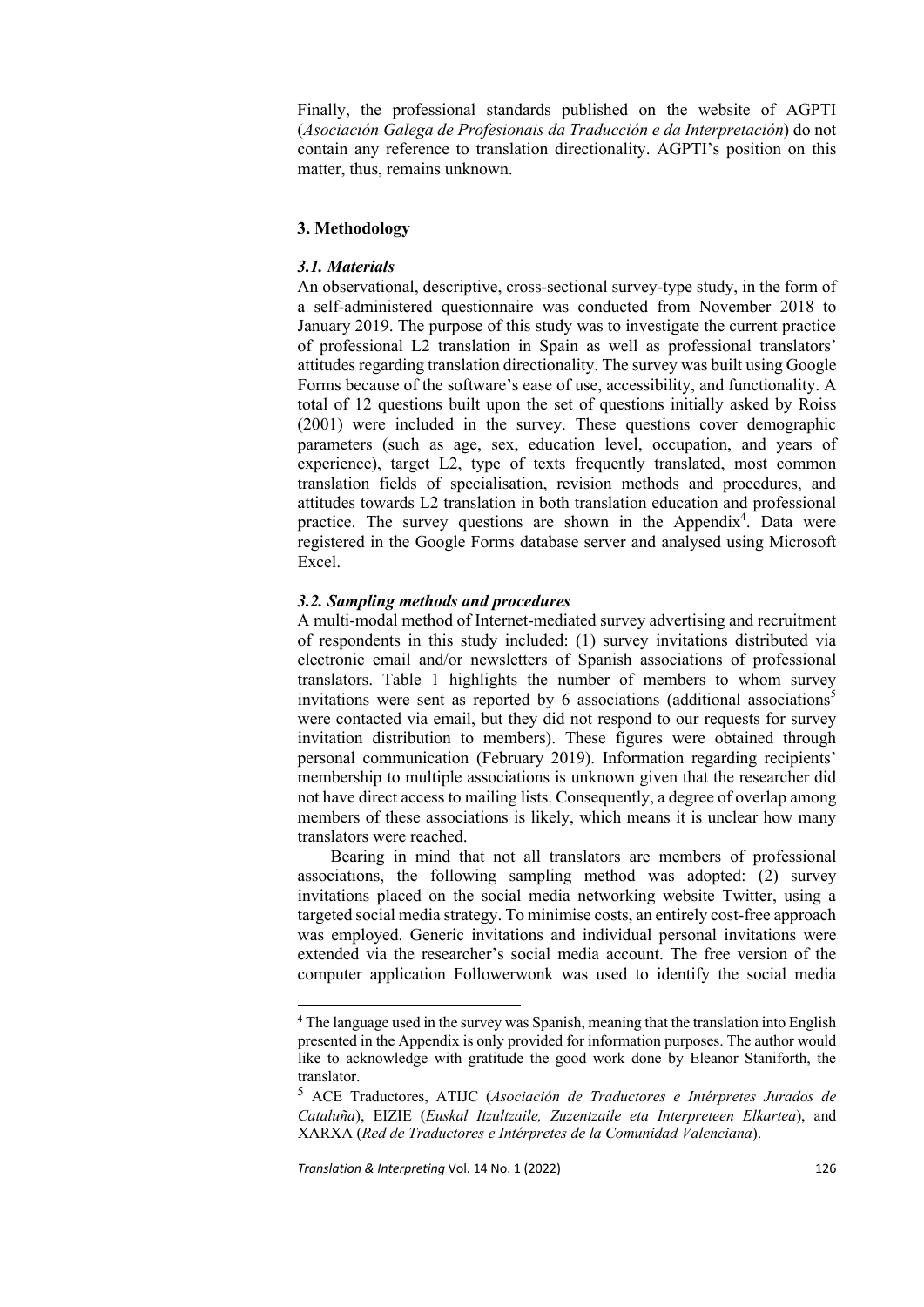Finally, the professional standards published on the website of AGPTI (*Asociación Galega de Profesionais da Traducción e da Interpretación*) do not contain any reference to translation directionality. AGPTI's position on this matter, thus, remains unknown.

## 3. Methodology

### *3.1. Materials*

An observational, descriptive, cross-sectional survey-type study, in the form of a self-administered questionnaire was conducted from November 2018 to January 2019. The purpose of this study was to investigate the current practice of professional L2 translation in Spain as well as professional translators' attitudes regarding translation directionality. The survey was built using Google Forms because of the software's ease of use, accessibility, and functionality. A total of 12 questions built upon the set of questions initially asked by Roiss (2001) were included in the survey. These questions cover demographic parameters (such as age, sex, education level, occupation, and years of experience), target L2, type of texts frequently translated, most common translation fields of specialisation, revision methods and procedures, and attitudes towards L2 translation in both translation education and professional practice. The survey questions are shown in the Appendix[4]. Data were registered in the Google Forms database server and analysed using Microsoft Excel.

### *3.2. Sampling methods and procedures*

A multi-modal method of Internet-mediated survey advertising and recruitment of respondents in this study included: (1) survey invitations distributed via electronic email and/or newsletters of Spanish associations of professional translators. Table 1 highlights the number of members to whom survey invitations were sent as reported by 6 associations (additional associations[5] were contacted via email, but they did not respond to our requests for survey invitation distribution to members). These figures were obtained through personal communication (February 2019). Information regarding recipients' membership to multiple associations is unknown given that the researcher did not have direct access to mailing lists. Consequently, a degree of overlap among members of these associations is likely, which means it is unclear how many translators were reached.

Bearing in mind that not all translators are members of professional associations, the following sampling method was adopted: (2) survey invitations placed on the social media networking website Twitter, using a targeted social media strategy. To minimise costs, an entirely cost-free approach was employed. Generic invitations and individual personal invitations were extended via the researcher's social media account. The free version of the computer application Followerwonk was used to identify the social media

---

[4] The language used in the survey was Spanish, meaning that the translation into English presented in the Appendix is only provided for information purposes. The author would like to acknowledge with gratitude the good work done by Eleanor Staniforth, the translator.

[5] ACE Traductores, ATIJC (*Asociación de Traductores e Intérpretes Jurados de Cataluña*), EIZIE (*Euskal Itzultzaile, Zuzentzaile eta Interpreteen Elkartea*), and XARXA (*Red de Traductores e Intérpretes de la Comunidad Valenciana*).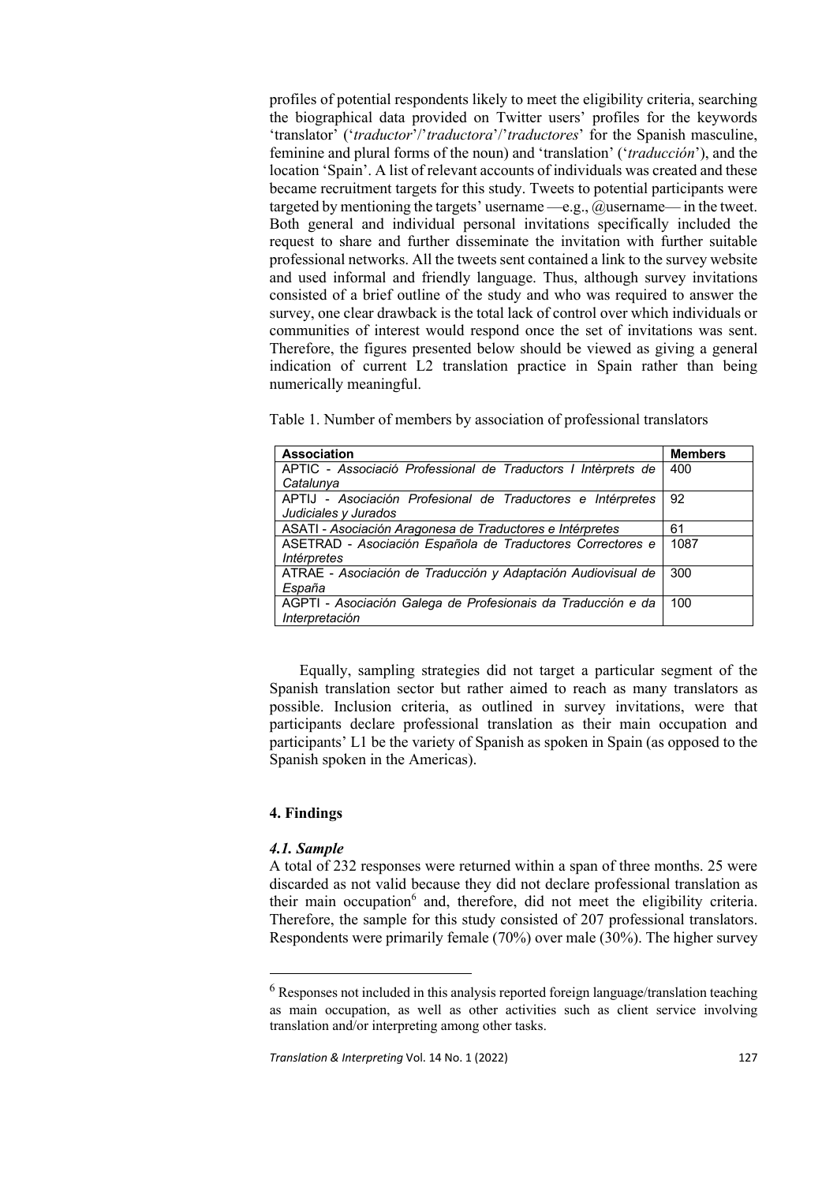profiles of potential respondents likely to meet the eligibility criteria, searching the biographical data provided on Twitter users' profiles for the keywords 'translator' ('*traductor*'/'*traductora*'/'*traductores*' for the Spanish masculine, feminine and plural forms of the noun) and 'translation' ('*traducción*'), and the location 'Spain'. A list of relevant accounts of individuals was created and these became recruitment targets for this study. Tweets to potential participants were targeted by mentioning the targets' username —e.g., @username— in the tweet. Both general and individual personal invitations specifically included the request to share and further disseminate the invitation with further suitable professional networks. All the tweets sent contained a link to the survey website and used informal and friendly language. Thus, although survey invitations consisted of a brief outline of the study and who was required to answer the survey, one clear drawback is the total lack of control over which individuals or communities of interest would respond once the set of invitations was sent. Therefore, the figures presented below should be viewed as giving a general indication of current L2 translation practice in Spain rather than being numerically meaningful.

Table 1. Number of members by association of professional translators

| Association | Members |
|---|---|
| APTIC - *Associació Professional de Traductors I Intèrprets de Catalunya* | 400 |
| APTIJ - *Asociación Profesional de Traductores e Intérpretes Judiciales y Jurados* | 92 |
| ASATI - *Asociación Aragonesa de Traductores e Intérpretes* | 61 |
| ASETRAD - *Asociación Española de Traductores Correctores e Intérpretes* | 1087 |
| ATRAE - *Asociación de Traducción y Adaptación Audiovisual de España* | 300 |
| AGPTI - *Asociación Galega de Profesionais da Traducción e da Interpretación* | 100 |

Equally, sampling strategies did not target a particular segment of the Spanish translation sector but rather aimed to reach as many translators as possible. Inclusion criteria, as outlined in survey invitations, were that participants declare professional translation as their main occupation and participants' L1 be the variety of Spanish as spoken in Spain (as opposed to the Spanish spoken in the Americas).

## 4. Findings

### *4.1. Sample*

A total of 232 responses were returned within a span of three months. 25 were discarded as not valid because they did not declare professional translation as their main occupation[6] and, therefore, did not meet the eligibility criteria. Therefore, the sample for this study consisted of 207 professional translators. Respondents were primarily female (70%) over male (30%). The higher survey

[6] Responses not included in this analysis reported foreign language/translation teaching as main occupation, as well as other activities such as client service involving translation and/or interpreting among other tasks.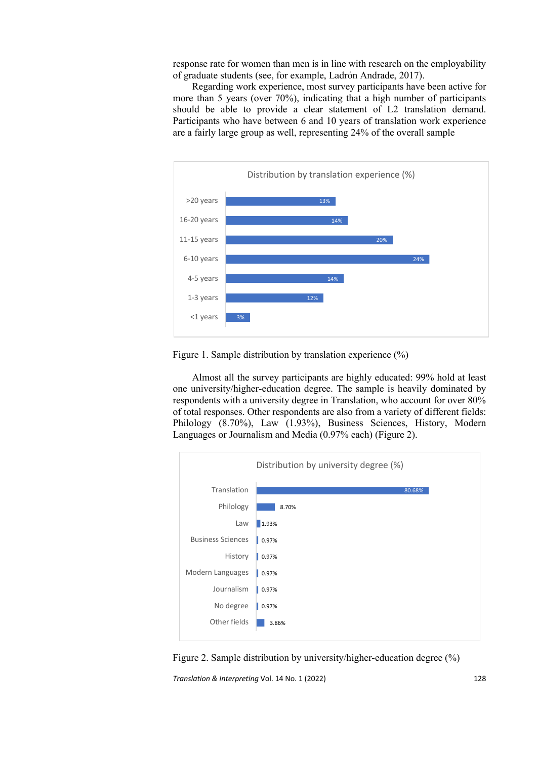response rate for women than men is in line with research on the employability of graduate students (see, for example, Ladrón Andrade, 2017).

Regarding work experience, most survey participants have been active for more than 5 years (over 70%), indicating that a high number of participants should be able to provide a clear statement of L2 translation demand. Participants who have between 6 and 10 years of translation work experience are a fairly large group as well, representing 24% of the overall sample

| Distribution by translation experience (%) | |
|---|---|
| >20 years | 13% |
| 16-20 years | 14% |
| 11-15 years | 20% |
| 6-10 years | 24% |
| 4-5 years | 14% |
| 1-3 years | 12% |
| <1 years | 3% |

Figure 1. Sample distribution by translation experience (%)

Almost all the survey participants are highly educated: 99% hold at least one university/higher-education degree. The sample is heavily dominated by respondents with a university degree in Translation, who account for over 80% of total responses. Other respondents are also from a variety of different fields: Philology (8.70%), Law (1.93%), Business Sciences, History, Modern Languages or Journalism and Media (0.97% each) (Figure 2).

| Distribution by university degree (%) | |
|---|---|
| Translation | 80.68% |
| Philology | 8.70% |
| Law | 1.93% |
| Business Sciences | 0.97% |
| History | 0.97% |
| Modern Languages | 0.97% |
| Journalism | 0.97% |
| No degree | 0.97% |
| Other fields | 3.86% |

Figure 2. Sample distribution by university/higher-education degree (%)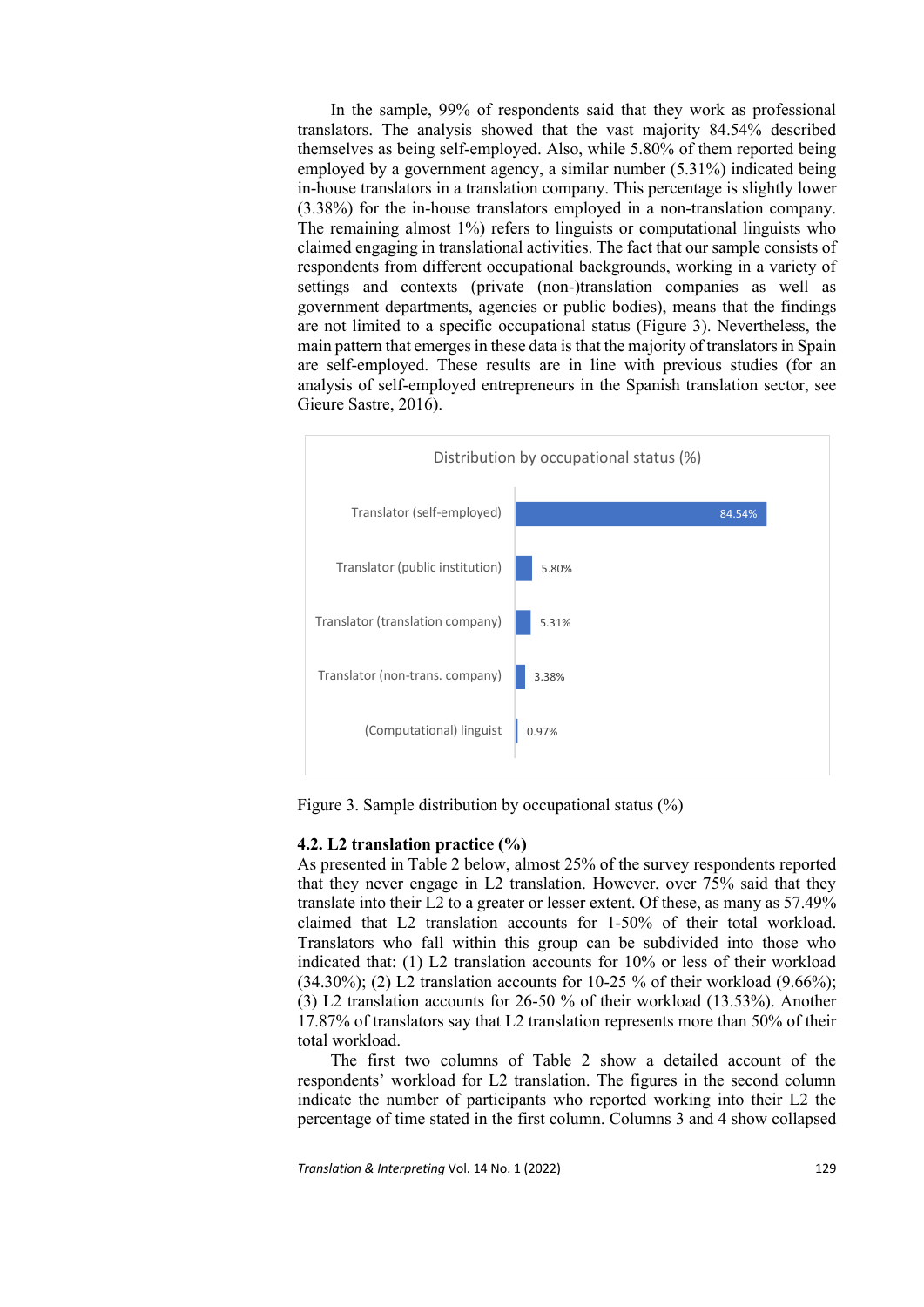In the sample, 99% of respondents said that they work as professional translators. The analysis showed that the vast majority 84.54% described themselves as being self-employed. Also, while 5.80% of them reported being employed by a government agency, a similar number (5.31%) indicated being in-house translators in a translation company. This percentage is slightly lower (3.38%) for the in-house translators employed in a non-translation company. The remaining almost 1%) refers to linguists or computational linguists who claimed engaging in translational activities. The fact that our sample consists of respondents from different occupational backgrounds, working in a variety of settings and contexts (private (non-)translation companies as well as government departments, agencies or public bodies), means that the findings are not limited to a specific occupational status (Figure 3). Nevertheless, the main pattern that emerges in these data is that the majority of translators in Spain are self-employed. These results are in line with previous studies (for an analysis of self-employed entrepreneurs in the Spanish translation sector, see Gieure Sastre, 2016).

Distribution by occupational status (%)

| Occupational status | % |
|---|---|
| Translator (self-employed) | 84.54% |
| Translator (public institution) | 5.80% |
| Translator (translation company) | 5.31% |
| Translator (non-trans. company) | 3.38% |
| (Computational) linguist | 0.97% |

Figure 3. Sample distribution by occupational status (%)

### 4.2. L2 translation practice (%)

As presented in Table 2 below, almost 25% of the survey respondents reported that they never engage in L2 translation. However, over 75% said that they translate into their L2 to a greater or lesser extent. Of these, as many as 57.49% claimed that L2 translation accounts for 1-50% of their total workload. Translators who fall within this group can be subdivided into those who indicated that: (1) L2 translation accounts for 10% or less of their workload (34.30%); (2) L2 translation accounts for 10-25 % of their workload (9.66%); (3) L2 translation accounts for 26-50 % of their workload (13.53%). Another 17.87% of translators say that L2 translation represents more than 50% of their total workload.

The first two columns of Table 2 show a detailed account of the respondents' workload for L2 translation. The figures in the second column indicate the number of participants who reported working into their L2 the percentage of time stated in the first column. Columns 3 and 4 show collapsed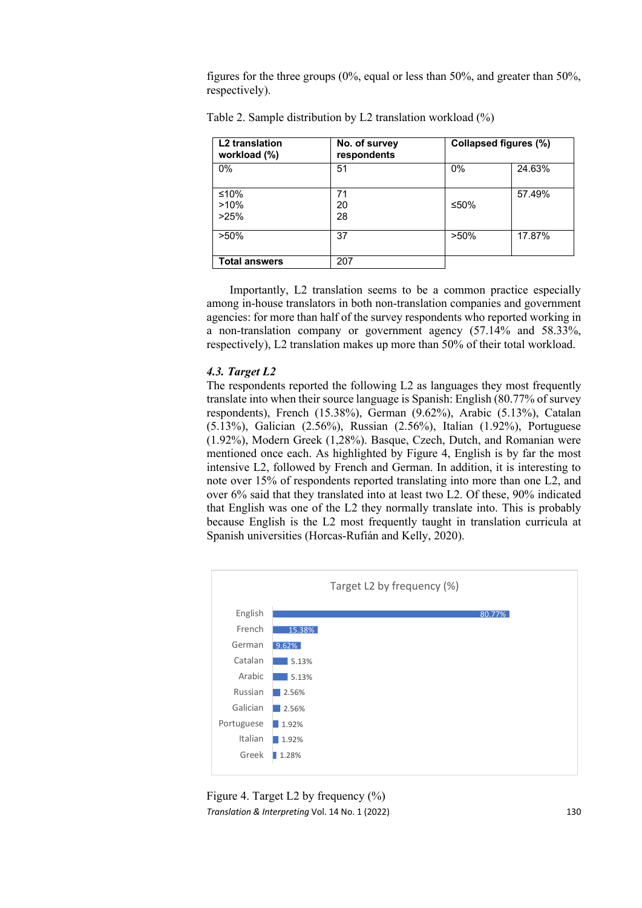figures for the three groups (0%, equal or less than 50%, and greater than 50%, respectively).

Table 2. Sample distribution by L2 translation workload (%)

| L2 translation workload (%) | No. of survey respondents | Collapsed figures (%) | |
|---|---|---|---|
| 0% | 51 | 0% | 24.63% |
| ≤10%<br>>10%<br>>25% | 71<br>20<br>28 | ≤50% | 57.49% |
| >50% | 37 | >50% | 17.87% |
| **Total answers** | 207 | | |

Importantly, L2 translation seems to be a common practice especially among in-house translators in both non-translation companies and government agencies: for more than half of the survey respondents who reported working in a non-translation company or government agency (57.14% and 58.33%, respectively), L2 translation makes up more than 50% of their total workload.

### *4.3. Target L2*

The respondents reported the following L2 as languages they most frequently translate into when their source language is Spanish: English (80.77% of survey respondents), French (15.38%), German (9.62%), Arabic (5.13%), Catalan (5.13%), Galician (2.56%), Russian (2.56%), Italian (1.92%), Portuguese (1.92%), Modern Greek (1,28%). Basque, Czech, Dutch, and Romanian were mentioned once each. As highlighted by Figure 4, English is by far the most intensive L2, followed by French and German. In addition, it is interesting to note over 15% of respondents reported translating into more than one L2, and over 6% said that they translated into at least two L2. Of these, 90% indicated that English was one of the L2 they normally translate into. This is probably because English is the L2 most frequently taught in translation curricula at Spanish universities (Horcas-Rufián and Kelly, 2020).

Figure 4. Target L2 by frequency (%)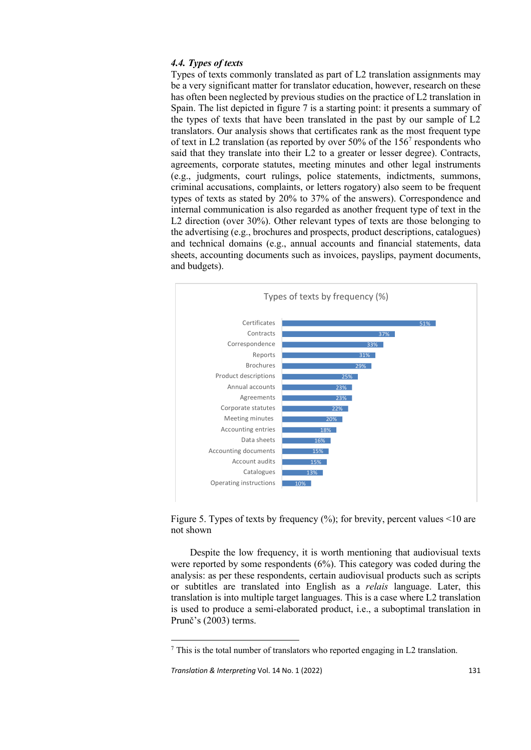### 4.4. *Types of texts*

Types of texts commonly translated as part of L2 translation assignments may be a very significant matter for translator education, however, research on these has often been neglected by previous studies on the practice of L2 translation in Spain. The list depicted in figure 7 is a starting point: it presents a summary of the types of texts that have been translated in the past by our sample of L2 translators. Our analysis shows that certificates rank as the most frequent type of text in L2 translation (as reported by over 50% of the 156[7] respondents who said that they translate into their L2 to a greater or lesser degree). Contracts, agreements, corporate statutes, meeting minutes and other legal instruments (e.g., judgments, court rulings, police statements, indictments, summons, criminal accusations, complaints, or letters rogatory) also seem to be frequent types of texts as stated by 20% to 37% of the answers). Correspondence and internal communication is also regarded as another frequent type of text in the L2 direction (over 30%). Other relevant types of texts are those belonging to the advertising (e.g., brochures and prospects, product descriptions, catalogues) and technical domains (e.g., annual accounts and financial statements, data sheets, accounting documents such as invoices, payslips, payment documents, and budgets).

**Types of texts by frequency (%)**

| Type of text | % |
| --- | --- |
| Certificates | 51% |
| Contracts | 37% |
| Correspondence | 33% |
| Reports | 31% |
| Brochures | 29% |
| Product descriptions | 25% |
| Annual accounts | 23% |
| Agreements | 23% |
| Corporate statutes | 22% |
| Meeting minutes | 20% |
| Accounting entries | 18% |
| Data sheets | 16% |
| Accounting documents | 15% |
| Account audits | 15% |
| Catalogues | 13% |
| Operating instructions | 10% |

Figure 5. Types of texts by frequency (%); for brevity, percent values <10 are not shown

Despite the low frequency, it is worth mentioning that audiovisual texts were reported by some respondents (6%). This category was coded during the analysis: as per these respondents, certain audiovisual products such as scripts or subtitles are translated into English as a *relais* language. Later, this translation is into multiple target languages. This is a case where L2 translation is used to produce a semi-elaborated product, i.e., a suboptimal translation in Prunč's (2003) terms.

---

[7] This is the total number of translators who reported engaging in L2 translation.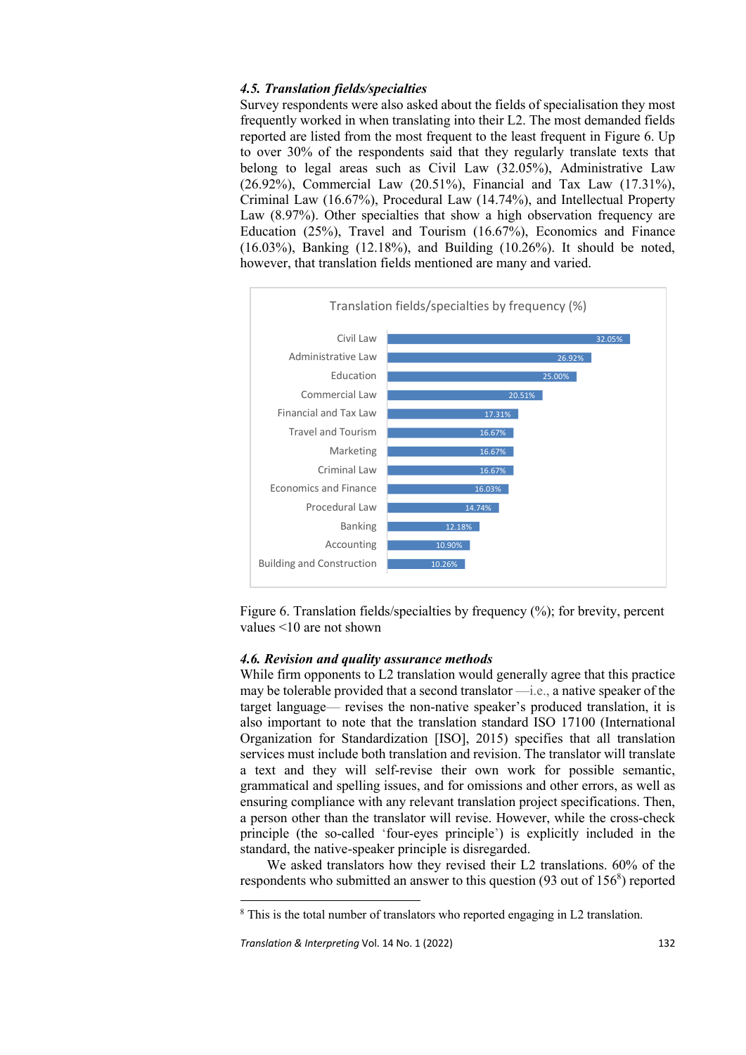### *4.5. Translation fields/specialties*

Survey respondents were also asked about the fields of specialisation they most frequently worked in when translating into their L2. The most demanded fields reported are listed from the most frequent to the least frequent in Figure 6. Up to over 30% of the respondents said that they regularly translate texts that belong to legal areas such as Civil Law (32.05%), Administrative Law (26.92%), Commercial Law (20.51%), Financial and Tax Law (17.31%), Criminal Law (16.67%), Procedural Law (14.74%), and Intellectual Property Law (8.97%). Other specialties that show a high observation frequency are Education (25%), Travel and Tourism (16.67%), Economics and Finance (16.03%), Banking (12.18%), and Building (10.26%). It should be noted, however, that translation fields mentioned are many and varied.

Translation fields/specialties by frequency (%)

| Field | % |
|---|---|
| Civil Law | 32.05% |
| Administrative Law | 26.92% |
| Education | 25.00% |
| Commercial Law | 20.51% |
| Financial and Tax Law | 17.31% |
| Travel and Tourism | 16.67% |
| Marketing | 16.67% |
| Criminal Law | 16.67% |
| Economics and Finance | 16.03% |
| Procedural Law | 14.74% |
| Banking | 12.18% |
| Accounting | 10.90% |
| Building and Construction | 10.26% |

Figure 6. Translation fields/specialties by frequency (%); for brevity, percent values <10 are not shown

### *4.6. Revision and quality assurance methods*

While firm opponents to L2 translation would generally agree that this practice may be tolerable provided that a second translator —i.e., a native speaker of the target language— revises the non-native speaker's produced translation, it is also important to note that the translation standard ISO 17100 (International Organization for Standardization [ISO], 2015) specifies that all translation services must include both translation and revision. The translator will translate a text and they will self-revise their own work for possible semantic, grammatical and spelling issues, and for omissions and other errors, as well as ensuring compliance with any relevant translation project specifications. Then, a person other than the translator will revise. However, while the cross-check principle (the so-called 'four-eyes principle') is explicitly included in the standard, the native-speaker principle is disregarded.

We asked translators how they revised their L2 translations. 60% of the respondents who submitted an answer to this question (93 out of 156[8]) reported

[8] This is the total number of translators who reported engaging in L2 translation.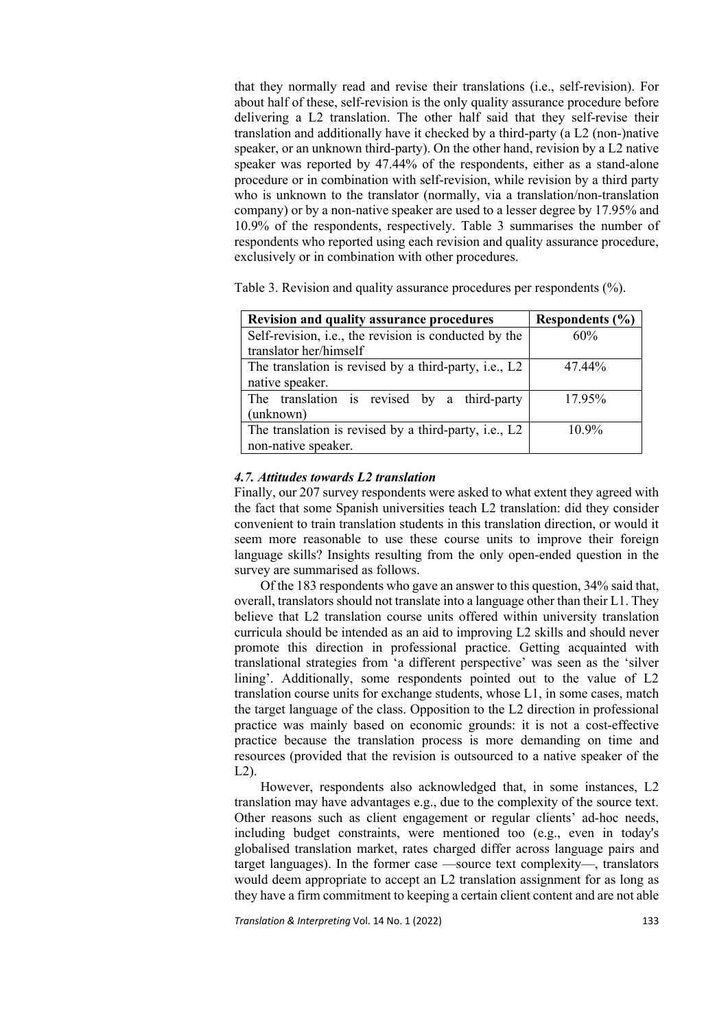that they normally read and revise their translations (i.e., self-revision). For about half of these, self-revision is the only quality assurance procedure before delivering a L2 translation. The other half said that they self-revise their translation and additionally have it checked by a third-party (a L2 (non-)native speaker, or an unknown third-party). On the other hand, revision by a L2 native speaker was reported by 47.44% of the respondents, either as a stand-alone procedure or in combination with self-revision, while revision by a third party who is unknown to the translator (normally, via a translation/non-translation company) or by a non-native speaker are used to a lesser degree by 17.95% and 10.9% of the respondents, respectively. Table 3 summarises the number of respondents who reported using each revision and quality assurance procedure, exclusively or in combination with other procedures.

Table 3. Revision and quality assurance procedures per respondents (%).

| Revision and quality assurance procedures | Respondents (%) |
|---|---|
| Self-revision, i.e., the revision is conducted by the translator her/himself | 60% |
| The translation is revised by a third-party, i.e., L2 native speaker. | 47.44% |
| The translation is revised by a third-party (unknown) | 17.95% |
| The translation is revised by a third-party, i.e., L2 non-native speaker. | 10.9% |

### *4.7. Attitudes towards L2 translation*

Finally, our 207 survey respondents were asked to what extent they agreed with the fact that some Spanish universities teach L2 translation: did they consider convenient to train translation students in this translation direction, or would it seem more reasonable to use these course units to improve their foreign language skills? Insights resulting from the only open-ended question in the survey are summarised as follows.

Of the 183 respondents who gave an answer to this question, 34% said that, overall, translators should not translate into a language other than their L1. They believe that L2 translation course units offered within university translation curricula should be intended as an aid to improving L2 skills and should never promote this direction in professional practice. Getting acquainted with translational strategies from 'a different perspective' was seen as the 'silver lining'. Additionally, some respondents pointed out to the value of L2 translation course units for exchange students, whose L1, in some cases, match the target language of the class. Opposition to the L2 direction in professional practice was mainly based on economic grounds: it is not a cost-effective practice because the translation process is more demanding on time and resources (provided that the revision is outsourced to a native speaker of the L2).

However, respondents also acknowledged that, in some instances, L2 translation may have advantages e.g., due to the complexity of the source text. Other reasons such as client engagement or regular clients' ad-hoc needs, including budget constraints, were mentioned too (e.g., even in today's globalised translation market, rates charged differ across language pairs and target languages). In the former case —source text complexity—, translators would deem appropriate to accept an L2 translation assignment for as long as they have a firm commitment to keeping a certain client content and are not able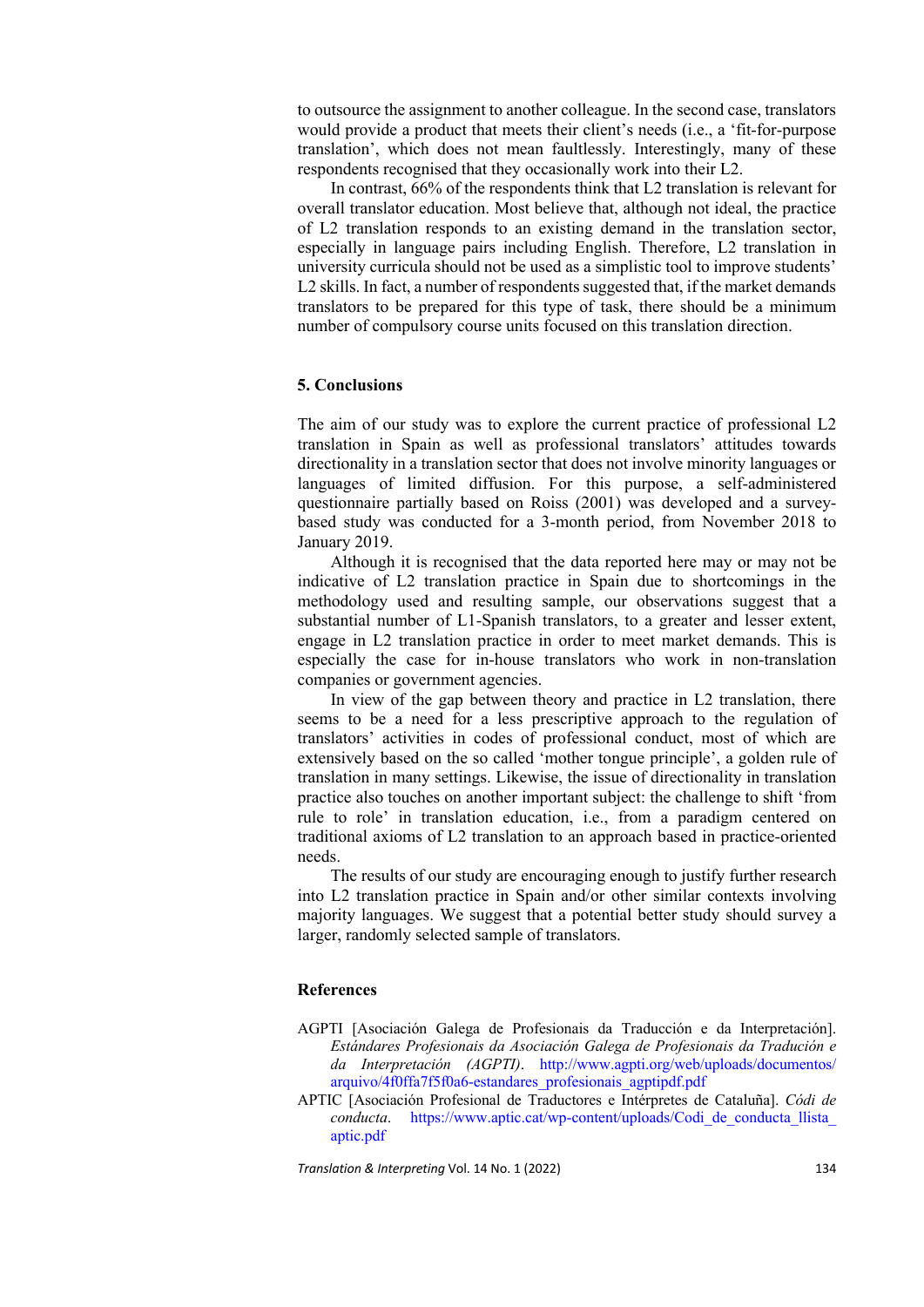to outsource the assignment to another colleague. In the second case, translators would provide a product that meets their client's needs (i.e., a 'fit-for-purpose translation', which does not mean faultlessly. Interestingly, many of these respondents recognised that they occasionally work into their L2.

In contrast, 66% of the respondents think that L2 translation is relevant for overall translator education. Most believe that, although not ideal, the practice of L2 translation responds to an existing demand in the translation sector, especially in language pairs including English. Therefore, L2 translation in university curricula should not be used as a simplistic tool to improve students' L2 skills. In fact, a number of respondents suggested that, if the market demands translators to be prepared for this type of task, there should be a minimum number of compulsory course units focused on this translation direction.

## 5. Conclusions

The aim of our study was to explore the current practice of professional L2 translation in Spain as well as professional translators' attitudes towards directionality in a translation sector that does not involve minority languages or languages of limited diffusion. For this purpose, a self-administered questionnaire partially based on Roiss (2001) was developed and a survey-based study was conducted for a 3-month period, from November 2018 to January 2019.

Although it is recognised that the data reported here may or may not be indicative of L2 translation practice in Spain due to shortcomings in the methodology used and resulting sample, our observations suggest that a substantial number of L1-Spanish translators, to a greater and lesser extent, engage in L2 translation practice in order to meet market demands. This is especially the case for in-house translators who work in non-translation companies or government agencies.

In view of the gap between theory and practice in L2 translation, there seems to be a need for a less prescriptive approach to the regulation of translators' activities in codes of professional conduct, most of which are extensively based on the so called 'mother tongue principle', a golden rule of translation in many settings. Likewise, the issue of directionality in translation practice also touches on another important subject: the challenge to shift 'from rule to role' in translation education, i.e., from a paradigm centered on traditional axioms of L2 translation to an approach based in practice-oriented needs.

The results of our study are encouraging enough to justify further research into L2 translation practice in Spain and/or other similar contexts involving majority languages. We suggest that a potential better study should survey a larger, randomly selected sample of translators.

## References

AGPTI [Asociación Galega de Profesionais da Tradución e da Interpretación]. *Estándares Profesionais da Asociación Galega de Profesionais da Tradución e da Interpretación (AGPTI)*. http://www.agpti.org/web/uploads/documentos/arquivo/4f0ffa7f5f0a6-estandares_profesionais_agptipdf.pdf

APTIC [Asociación Profesional de Traductores e Intérpretes de Cataluña]. *Códi de conducta*. https://www.aptic.cat/wp-content/uploads/Codi_de_conducta_llista_aptic.pdf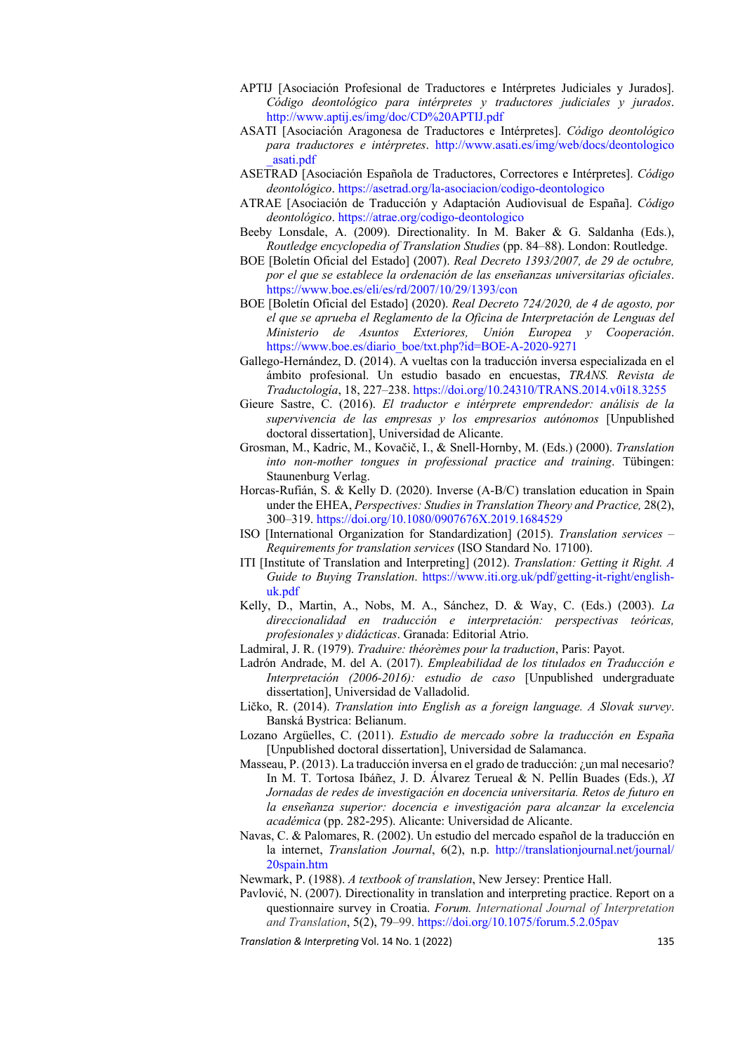APTIJ [Asociación Profesional de Traductores e Intérpretes Judiciales y Jurados]. *Código deontológico para intérpretes y traductores judiciales y jurados*. http://www.aptij.es/img/doc/CD%20APTIJ.pdf

ASATI [Asociación Aragonesa de Traductores e Intérpretes]. *Código deontológico para traductores e intérpretes*. http://www.asati.es/img/web/docs/deontologico_asati.pdf

ASETRAD [Asociación Española de Traductores, Correctores e Intérpretes]. *Código deontológico*. https://asetrad.org/la-asociacion/codigo-deontologico

ATRAE [Asociación de Traducción y Adaptación Audiovisual de España]. *Código deontológico*. https://atrae.org/codigo-deontologico

Beeby Lonsdale, A. (2009). Directionality. In M. Baker & G. Saldanha (Eds.), *Routledge encyclopedia of Translation Studies* (pp. 84–88). London: Routledge.

BOE [Boletín Oficial del Estado] (2007). *Real Decreto 1393/2007, de 29 de octubre, por el que se establece la ordenación de las enseñanzas universitarias oficiales*. https://www.boe.es/eli/es/rd/2007/10/29/1393/con

BOE [Boletín Oficial del Estado] (2020). *Real Decreto 724/2020, de 4 de agosto, por el que se aprueba el Reglamento de la Oficina de Interpretación de Lenguas del Ministerio de Asuntos Exteriores, Unión Europea y Cooperación*. https://www.boe.es/diario_boe/txt.php?id=BOE-A-2020-9271

Gallego-Hernández, D. (2014). A vueltas con la traducción inversa especializada en el ámbito profesional. Un estudio basado en encuestas, *TRANS. Revista de Traductología*, 18, 227–238. https://doi.org/10.24310/TRANS.2014.v0i18.3255

Gieure Sastre, C. (2016). *El traductor e intérprete emprendedor: análisis de la supervivencia de las empresas y los empresarios autónomos* [Unpublished doctoral dissertation], Universidad de Alicante.

Grosman, M., Kadric, M., Kovačič, I., & Snell-Hornby, M. (Eds.) (2000). *Translation into non-mother tongues in professional practice and training*. Tübingen: Staunenburg Verlag.

Horcas-Rufián, S. & Kelly D. (2020). Inverse (A-B/C) translation education in Spain under the EHEA, *Perspectives: Studies in Translation Theory and Practice,* 28(2), 300–319. https://doi.org/10.1080/0907676X.2019.1684529

ISO [International Organization for Standardization] (2015). *Translation services – Requirements for translation services* (ISO Standard No. 17100).

ITI [Institute of Translation and Interpreting] (2012). *Translation: Getting it Right. A Guide to Buying Translation*. https://www.iti.org.uk/pdf/getting-it-right/english-uk.pdf

Kelly, D., Martin, A., Nobs, M. A., Sánchez, D. & Way, C. (Eds.) (2003). *La direccionalidad en traducción e interpretación: perspectivas teóricas, profesionales y didácticas*. Granada: Editorial Atrio.

Ladmiral, J. R. (1979). *Traduire: théorèmes pour la traduction*, Paris: Payot.

Ladrón Andrade, M. del A. (2017). *Empleabilidad de los titulados en Traducción e Interpretación (2006-2016): estudio de caso* [Unpublished undergraduate dissertation], Universidad de Valladolid.

Ličko, R. (2014). *Translation into English as a foreign language. A Slovak survey*. Banská Bystrica: Belianum.

Lozano Argüelles, C. (2011). *Estudio de mercado sobre la traducción en España* [Unpublished doctoral dissertation], Universidad de Salamanca.

Masseau, P. (2013). La traducción inversa en el grado de traducción: ¿un mal necesario? In M. T. Tortosa Ibáñez, J. D. Álvarez Terueal & N. Pellín Buades (Eds.), *XI Jornadas de redes de investigación en docencia universitaria. Retos de futuro en la enseñanza superior: docencia e investigación para alcanzar la excelencia académica* (pp. 282-295). Alicante: Universidad de Alicante.

Navas, C. & Palomares, R. (2002). Un estudio del mercado español de la traducción en la internet, *Translation Journal*, 6(2), n.p. http://translationjournal.net/journal/20spain.htm

Newmark, P. (1988). *A textbook of translation*, New Jersey: Prentice Hall.

Pavlović, N. (2007). Directionality in translation and interpreting practice. Report on a questionnaire survey in Croatia. *Forum. International Journal of Interpretation and Translation*, 5(2), 79–99. https://doi.org/10.1075/forum.5.2.05pav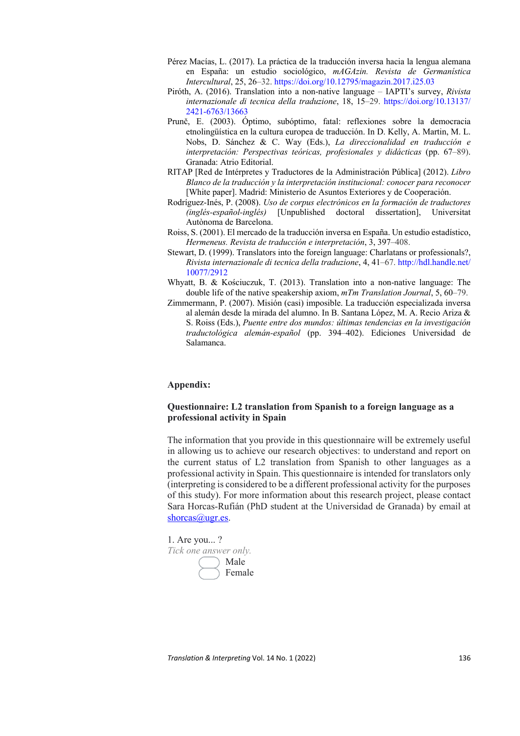Pérez Macías, L. (2017). La práctica de la traducción inversa hacia la lengua alemana en España: un estudio sociológico, *mAGAzin. Revista de Germanística Intercultural*, 25, 26–32. https://doi.org/10.12795/magazin.2017.i25.03

Piróth, A. (2016). Translation into a non-native language – IAPTI's survey, *Rivista internazionale di tecnica della traduzione*, 18, 15–29. https://doi.org/10.13137/2421-6763/13663

Prunč, E. (2003). Óptimo, subóptimo, fatal: reflexiones sobre la democracia etnolingüística en la cultura europea de traducción. In D. Kelly, A. Martin, M. L. Nobs, D. Sánchez & C. Way (Eds.), *La direccionalidad en traducción e interpretación: Perspectivas teóricas, profesionales y didácticas* (pp. 67–89). Granada: Atrio Editorial.

RITAP [Red de Intérpretes y Traductores de la Administración Pública] (2012). *Libro Blanco de la traducción y la interpretación institucional: conocer para reconocer* [White paper]. Madrid: Ministerio de Asuntos Exteriores y de Cooperación.

Rodríguez-Inés, P. (2008). *Uso de corpus electrónicos en la formación de traductores (inglés-español-inglés)* [Unpublished doctoral dissertation], Universitat Autònoma de Barcelona.

Roiss, S. (2001). El mercado de la traducción inversa en España. Un estudio estadístico, *Hermeneus. Revista de traducción e interpretación*, 3, 397–408.

Stewart, D. (1999). Translators into the foreign language: Charlatans or professionals?, *Rivista internazionale di tecnica della traduzione*, 4, 41–67. http://hdl.handle.net/10077/2912

Whyatt, B. & Kościuczuk, T. (2013). Translation into a non-native language: The double life of the native speakership axiom, *mTm Translation Journal*, 5, 60–79.

Zimmermann, P. (2007). Misión (casi) imposible. La traducción especializada inversa al alemán desde la mirada del alumno. In B. Santana López, M. A. Recio Ariza & S. Roiss (Eds.), *Puente entre dos mundos: últimas tendencias en la investigación traductológica alemán-español* (pp. 394–402). Ediciones Universidad de Salamanca.

## Appendix:

### Questionnaire: L2 translation from Spanish to a foreign language as a professional activity in Spain

The information that you provide in this questionnaire will be extremely useful in allowing us to achieve our research objectives: to understand and report on the current status of L2 translation from Spanish to other languages as a professional activity in Spain. This questionnaire is intended for translators only (interpreting is considered to be a different professional activity for the purposes of this study). For more information about this research project, please contact Sara Horcas-Rufián (PhD student at the Universidad de Granada) by email at shorcas@ugr.es.

1. Are you... ?

*Tick one answer only.*

- ◯ Male
- ◯ Female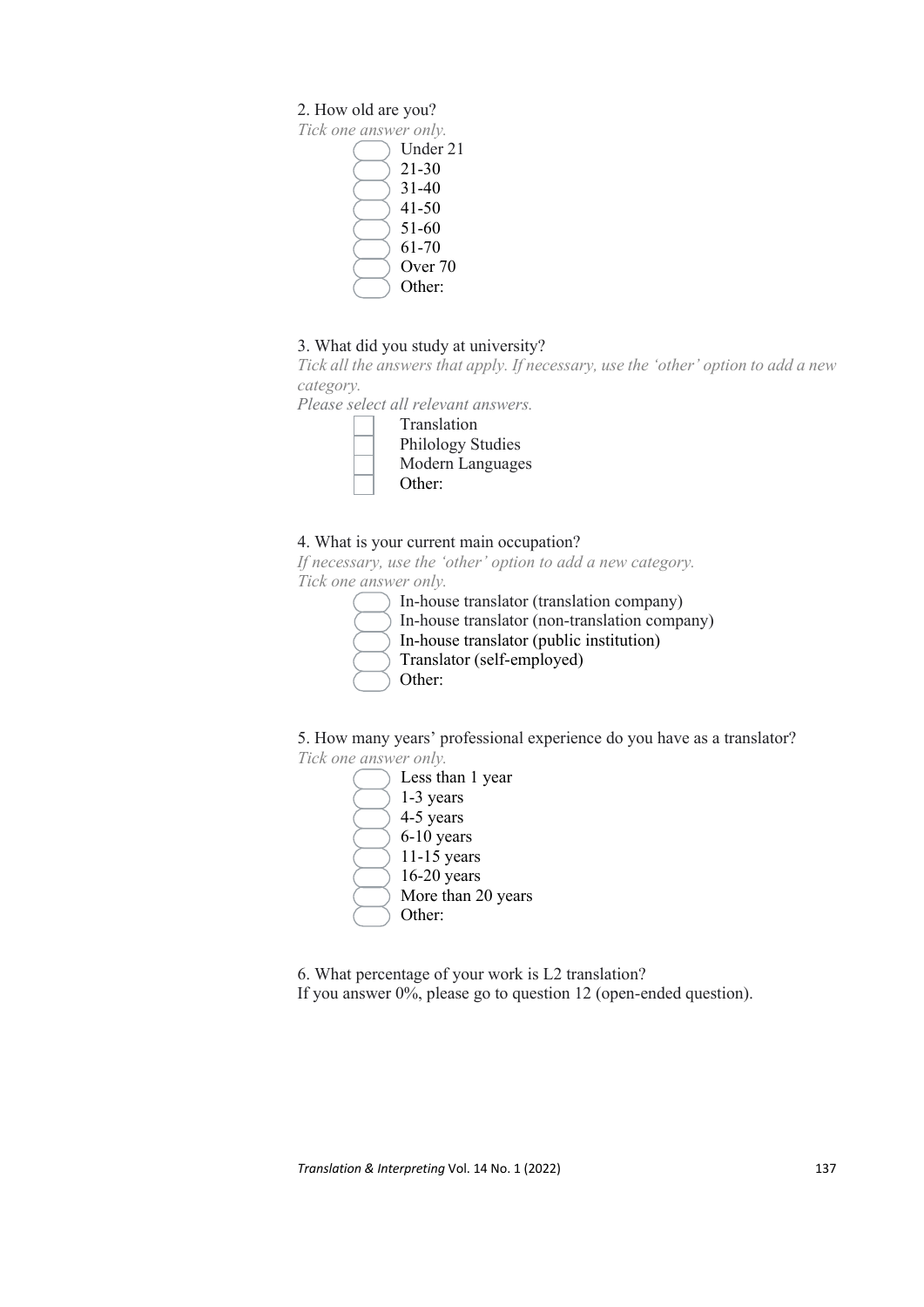2. How old are you?

*Tick one answer only.*

- Under 21
- 21-30
- 31-40
- 41-50
- 51-60
- 61-70
- Over 70
- Other:

3. What did you study at university?

*Tick all the answers that apply. If necessary, use the 'other' option to add a new category.*

*Please select all relevant answers.*

- Translation
- Philology Studies
- Modern Languages
- Other:

4. What is your current main occupation?

*If necessary, use the 'other' option to add a new category.*

*Tick one answer only.*

- In-house translator (translation company)
- In-house translator (non-translation company)
- In-house translator (public institution)
- Translator (self-employed)
- Other:

5. How many years' professional experience do you have as a translator?

*Tick one answer only.*

- Less than 1 year
- 1-3 years
- 4-5 years
- 6-10 years
- 11-15 years
- 16-20 years
- More than 20 years
- Other:

6. What percentage of your work is L2 translation?

If you answer 0%, please go to question 12 (open-ended question).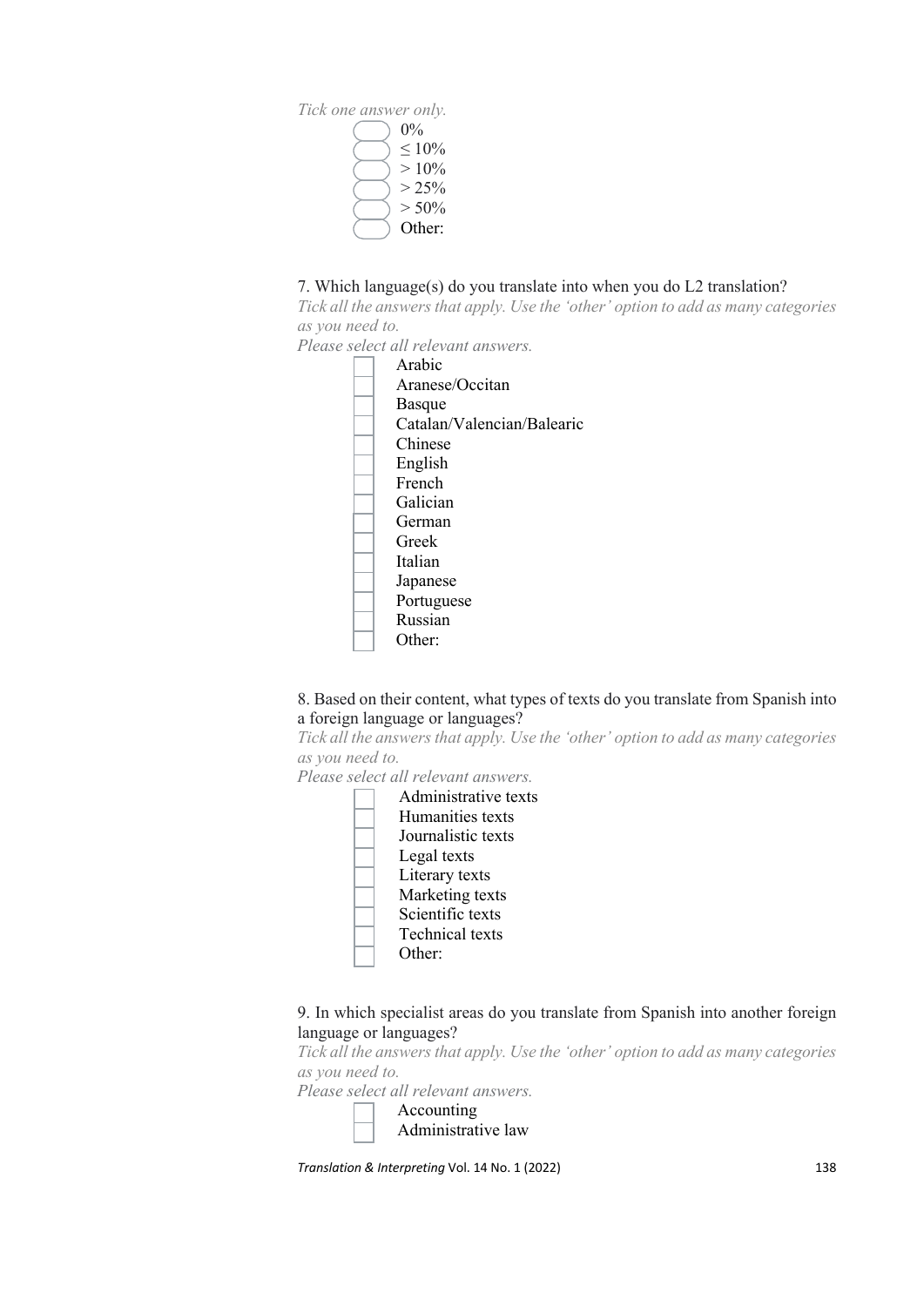*Tick one answer only.*

- ( ) 0%
- ( ) ≤ 10%
- ( ) > 10%
- ( ) > 25%
- ( ) > 50%
- ( ) Other:

7. Which language(s) do you translate into when you do L2 translation?

*Tick all the answers that apply. Use the 'other' option to add as many categories as you need to.*

*Please select all relevant answers.*

- [ ] Arabic
- [ ] Aranese/Occitan
- [ ] Basque
- [ ] Catalan/Valencian/Balearic
- [ ] Chinese
- [ ] English
- [ ] French
- [ ] Galician
- [ ] German
- [ ] Greek
- [ ] Italian
- [ ] Japanese
- [ ] Portuguese
- [ ] Russian
- [ ] Other:

8. Based on their content, what types of texts do you translate from Spanish into a foreign language or languages?

*Tick all the answers that apply. Use the 'other' option to add as many categories as you need to.*

*Please select all relevant answers.*

- [ ] Administrative texts
- [ ] Humanities texts
- [ ] Journalistic texts
- [ ] Legal texts
- [ ] Literary texts
- [ ] Marketing texts
- [ ] Scientific texts
- [ ] Technical texts
- [ ] Other:

9. In which specialist areas do you translate from Spanish into another foreign language or languages?

*Tick all the answers that apply. Use the 'other' option to add as many categories as you need to.*

*Please select all relevant answers.*

- [ ] Accounting
- [ ] Administrative law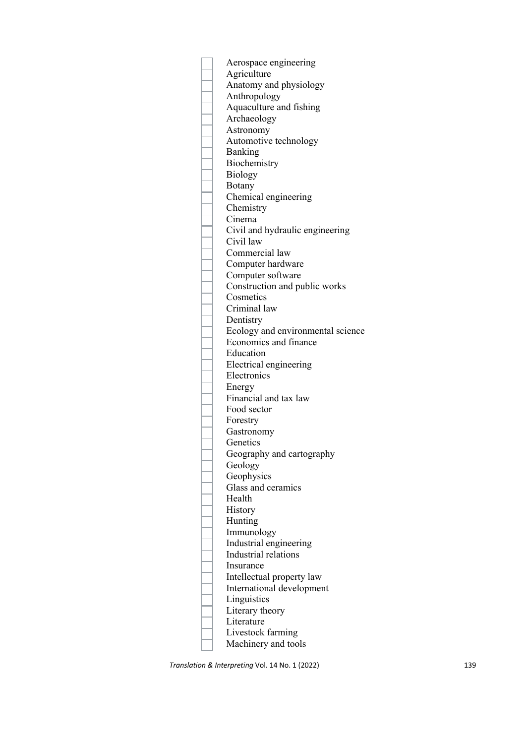- [ ] Aerospace engineering
- [ ] Agriculture
- [ ] Anatomy and physiology
- [ ] Anthropology
- [ ] Aquaculture and fishing
- [ ] Archaeology
- [ ] Astronomy
- [ ] Automotive technology
- [ ] Banking
- [ ] Biochemistry
- [ ] Biology
- [ ] Botany
- [ ] Chemical engineering
- [ ] Chemistry
- [ ] Cinema
- [ ] Civil and hydraulic engineering
- [ ] Civil law
- [ ] Commercial law
- [ ] Computer hardware
- [ ] Computer software
- [ ] Construction and public works
- [ ] Cosmetics
- [ ] Criminal law
- [ ] Dentistry
- [ ] Ecology and environmental science
- [ ] Economics and finance
- [ ] Education
- [ ] Electrical engineering
- [ ] Electronics
- [ ] Energy
- [ ] Financial and tax law
- [ ] Food sector
- [ ] Forestry
- [ ] Gastronomy
- [ ] Genetics
- [ ] Geography and cartography
- [ ] Geology
- [ ] Geophysics
- [ ] Glass and ceramics
- [ ] Health
- [ ] History
- [ ] Hunting
- [ ] Immunology
- [ ] Industrial engineering
- [ ] Industrial relations
- [ ] Insurance
- [ ] Intellectual property law
- [ ] International development
- [ ] Linguistics
- [ ] Literary theory
- [ ] Literature
- [ ] Livestock farming
- [ ] Machinery and tools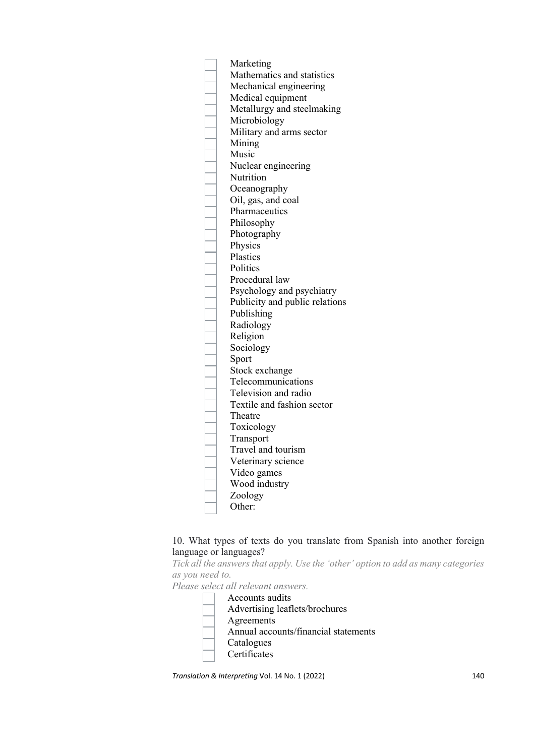- [ ] Marketing
- [ ] Mathematics and statistics
- [ ] Mechanical engineering
- [ ] Medical equipment
- [ ] Metallurgy and steelmaking
- [ ] Microbiology
- [ ] Military and arms sector
- [ ] Mining
- [ ] Music
- [ ] Nuclear engineering
- [ ] Nutrition
- [ ] Oceanography
- [ ] Oil, gas, and coal
- [ ] Pharmaceutics
- [ ] Philosophy
- [ ] Photography
- [ ] Physics
- [ ] Plastics
- [ ] Politics
- [ ] Procedural law
- [ ] Psychology and psychiatry
- [ ] Publicity and public relations
- [ ] Publishing
- [ ] Radiology
- [ ] Religion
- [ ] Sociology
- [ ] Sport
- [ ] Stock exchange
- [ ] Telecommunications
- [ ] Television and radio
- [ ] Textile and fashion sector
- [ ] Theatre
- [ ] Toxicology
- [ ] Transport
- [ ] Travel and tourism
- [ ] Veterinary science
- [ ] Video games
- [ ] Wood industry
- [ ] Zoology
- [ ] Other:

10. What types of texts do you translate from Spanish into another foreign language or languages?

*Tick all the answers that apply. Use the 'other' option to add as many categories as you need to.*

*Please select all relevant answers.*

- [ ] Accounts audits
- [ ] Advertising leaflets/brochures
- [ ] Agreements
- [ ] Annual accounts/financial statements
- [ ] Catalogues
- [ ] Certificates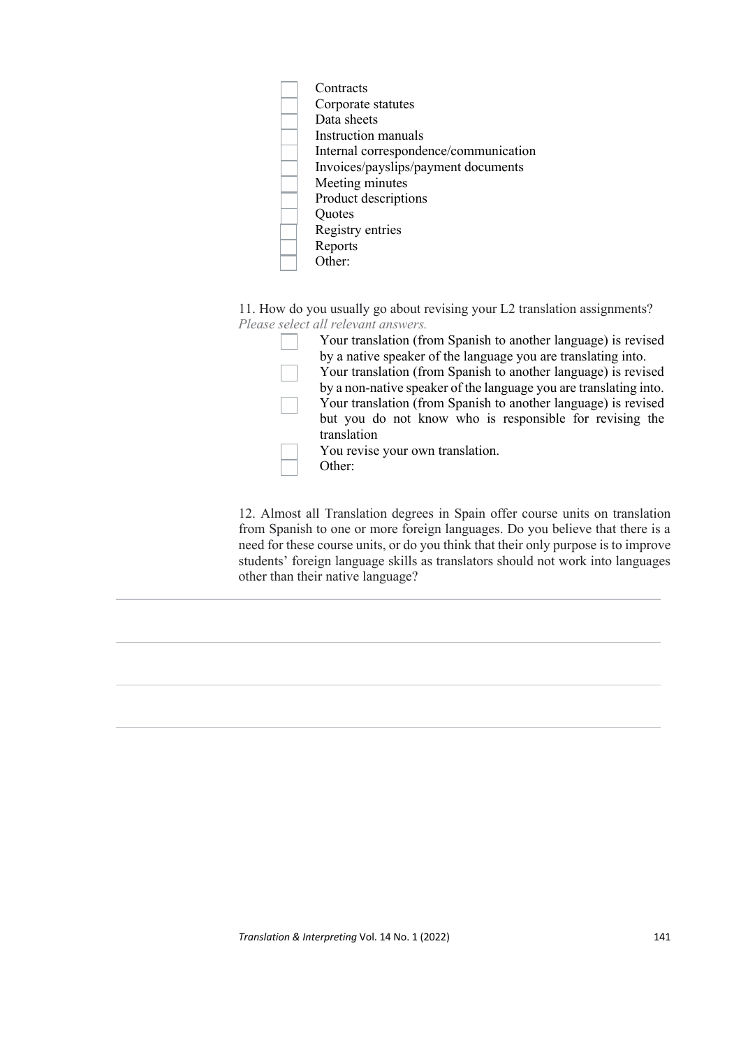- [ ] Contracts
- [ ] Corporate statutes
- [ ] Data sheets
- [ ] Instruction manuals
- [ ] Internal correspondence/communication
- [ ] Invoices/payslips/payment documents
- [ ] Meeting minutes
- [ ] Product descriptions
- [ ] Quotes
- [ ] Registry entries
- [ ] Reports
- [ ] Other:

11. How do you usually go about revising your L2 translation assignments? *Please select all relevant answers.*

- [ ] Your translation (from Spanish to another language) is revised by a native speaker of the language you are translating into.
- [ ] Your translation (from Spanish to another language) is revised by a non-native speaker of the language you are translating into.
- [ ] Your translation (from Spanish to another language) is revised but you do not know who is responsible for revising the translation
- [ ] You revise your own translation.
- [ ] Other:

12. Almost all Translation degrees in Spain offer course units on translation from Spanish to one or more foreign languages. Do you believe that there is a need for these course units, or do you think that their only purpose is to improve students' foreign language skills as translators should not work into languages other than their native language?

---

---

---

---